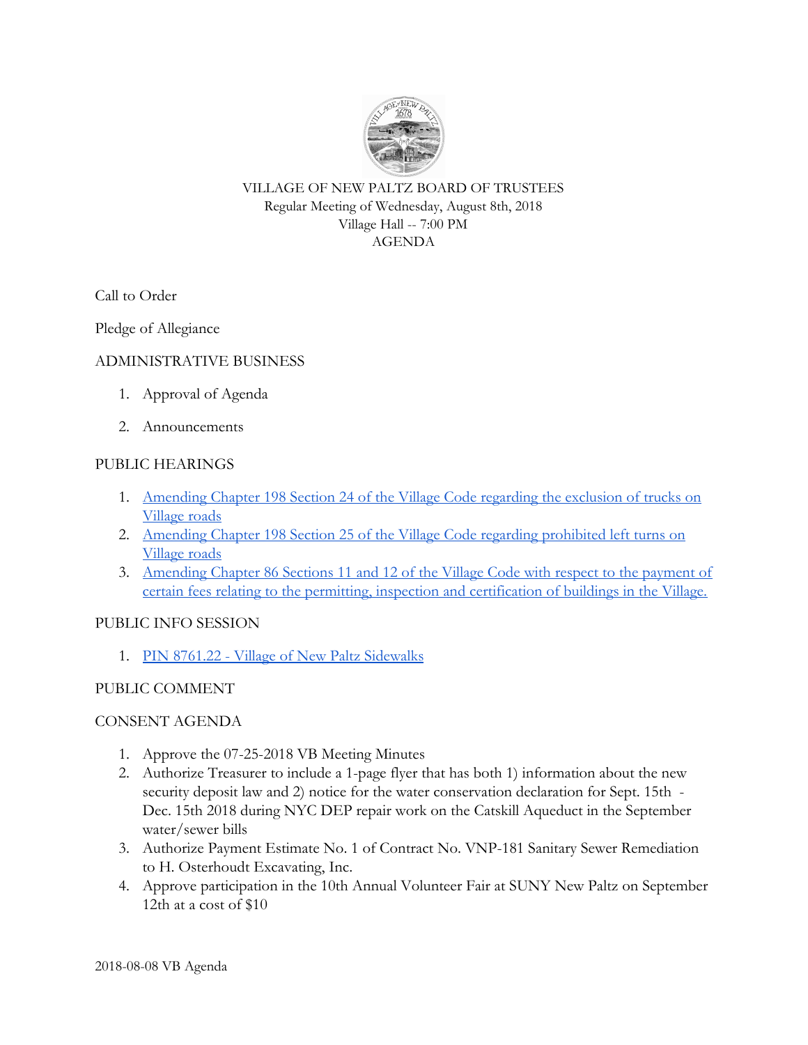# VILLAGE OF NEW PALTZ BOARD OF TRUSTEES

Regular Meeting of Wednesday, August 8th, 2018

Village Hall -- 7:00 PM

AGENDA

Call to Order

Pledge of Allegiance

## ADMINISTRATIVE BUSINESS

1. Approval of Agenda
2. Announcements

## PUBLIC HEARINGS

1. Amending Chapter 198 Section 24 of the Village Code regarding the exclusion of trucks on Village roads
2. Amending Chapter 198 Section 25 of the Village Code regarding prohibited left turns on Village roads
3. Amending Chapter 86 Sections 11 and 12 of the Village Code with respect to the payment of certain fees relating to the permitting, inspection and certification of buildings in the Village.

## PUBLIC INFO SESSION

1. PIN 8761.22 - Village of New Paltz Sidewalks

## PUBLIC COMMENT

## CONSENT AGENDA

1. Approve the 07-25-2018 VB Meeting Minutes
2. Authorize Treasurer to include a 1-page flyer that has both 1) information about the new security deposit law and 2) notice for the water conservation declaration for Sept. 15th - Dec. 15th 2018 during NYC DEP repair work on the Catskill Aqueduct in the September water/sewer bills
3. Authorize Payment Estimate No. 1 of Contract No. VNP-181 Sanitary Sewer Remediation to H. Osterhoudt Excavating, Inc.
4. Approve participation in the 10th Annual Volunteer Fair at SUNY New Paltz on September 12th at a cost of $10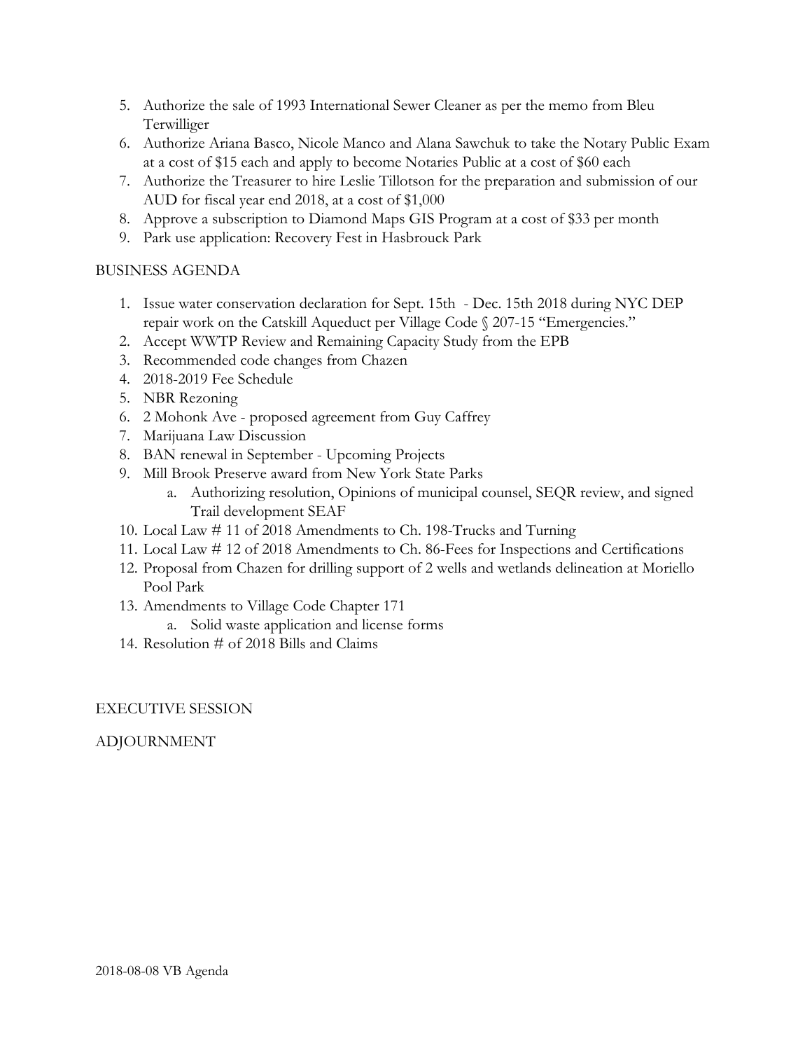5. Authorize the sale of 1993 International Sewer Cleaner as per the memo from Bleu Terwilliger
6. Authorize Ariana Basco, Nicole Manco and Alana Sawchuk to take the Notary Public Exam at a cost of $15 each and apply to become Notaries Public at a cost of $60 each
7. Authorize the Treasurer to hire Leslie Tillotson for the preparation and submission of our AUD for fiscal year end 2018, at a cost of $1,000
8. Approve a subscription to Diamond Maps GIS Program at a cost of $33 per month
9. Park use application: Recovery Fest in Hasbrouck Park

BUSINESS AGENDA

1. Issue water conservation declaration for Sept. 15th - Dec. 15th 2018 during NYC DEP repair work on the Catskill Aqueduct per Village Code § 207-15 "Emergencies."
2. Accept WWTP Review and Remaining Capacity Study from the EPB
3. Recommended code changes from Chazen
4. 2018-2019 Fee Schedule
5. NBR Rezoning
6. 2 Mohonk Ave - proposed agreement from Guy Caffrey
7. Marijuana Law Discussion
8. BAN renewal in September - Upcoming Projects
9. Mill Brook Preserve award from New York State Parks
   a. Authorizing resolution, Opinions of municipal counsel, SEQR review, and signed Trail development SEAF
10. Local Law # 11 of 2018 Amendments to Ch. 198-Trucks and Turning
11. Local Law # 12 of 2018 Amendments to Ch. 86-Fees for Inspections and Certifications
12. Proposal from Chazen for drilling support of 2 wells and wetlands delineation at Moriello Pool Park
13. Amendments to Village Code Chapter 171
    a. Solid waste application and license forms
14. Resolution # of 2018 Bills and Claims

EXECUTIVE SESSION

ADJOURNMENT